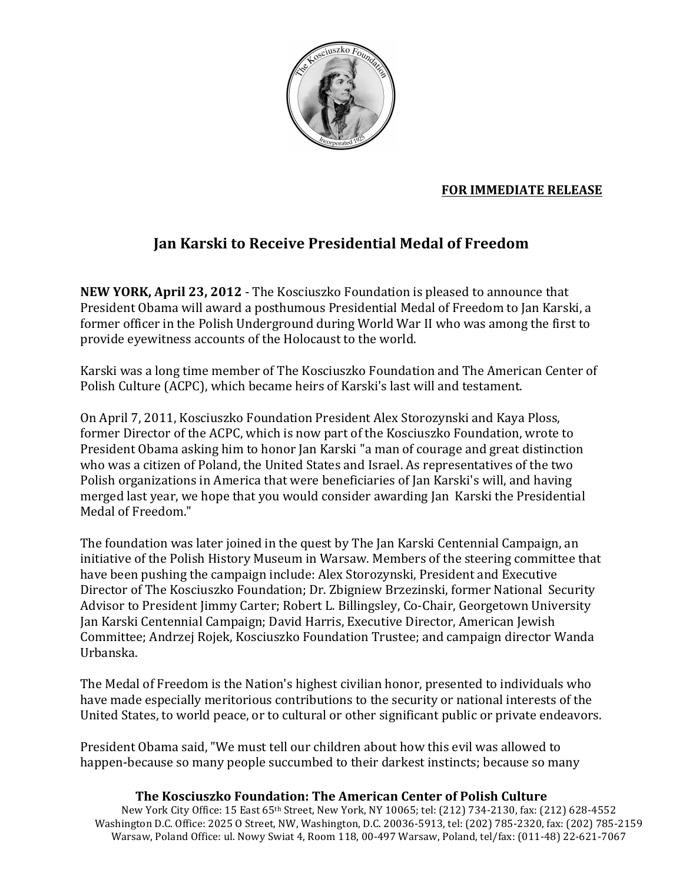**FOR IMMEDIATE RELEASE**

# Jan Karski to Receive Presidential Medal of Freedom

**NEW YORK, April 23, 2012** - The Kosciuszko Foundation is pleased to announce that President Obama will award a posthumous Presidential Medal of Freedom to Jan Karski, a former officer in the Polish Underground during World War II who was among the first to provide eyewitness accounts of the Holocaust to the world.

Karski was a long time member of The Kosciuszko Foundation and The American Center of Polish Culture (ACPC), which became heirs of Karski's last will and testament.

On April 7, 2011, Kosciuszko Foundation President Alex Storozynski and Kaya Ploss, former Director of the ACPC, which is now part of the Kosciuszko Foundation, wrote to President Obama asking him to honor Jan Karski "a man of courage and great distinction who was a citizen of Poland, the United States and Israel. As representatives of the two Polish organizations in America that were beneficiaries of Jan Karski's will, and having merged last year, we hope that you would consider awarding Jan Karski the Presidential Medal of Freedom."

The foundation was later joined in the quest by The Jan Karski Centennial Campaign, an initiative of the Polish History Museum in Warsaw. Members of the steering committee that have been pushing the campaign include: Alex Storozynski, President and Executive Director of The Kosciuszko Foundation; Dr. Zbigniew Brzezinski, former National Security Advisor to President Jimmy Carter; Robert L. Billingsley, Co-Chair, Georgetown University Jan Karski Centennial Campaign; David Harris, Executive Director, American Jewish Committee; Andrzej Rojek, Kosciuszko Foundation Trustee; and campaign director Wanda Urbanska.

The Medal of Freedom is the Nation's highest civilian honor, presented to individuals who have made especially meritorious contributions to the security or national interests of the United States, to world peace, or to cultural or other significant public or private endeavors.

President Obama said, "We must tell our children about how this evil was allowed to happen-because so many people succumbed to their darkest instincts; because so many

**The Kosciuszko Foundation: The American Center of Polish Culture**
New York City Office: 15 East 65th Street, New York, NY 10065; tel: (212) 734-2130, fax: (212) 628-4552
Washington D.C. Office: 2025 O Street, NW, Washington, D.C. 20036-5913, tel: (202) 785-2320, fax: (202) 785-2159
Warsaw, Poland Office: ul. Nowy Swiat 4, Room 118, 00-497 Warsaw, Poland, tel/fax: (011-48) 22-621-7067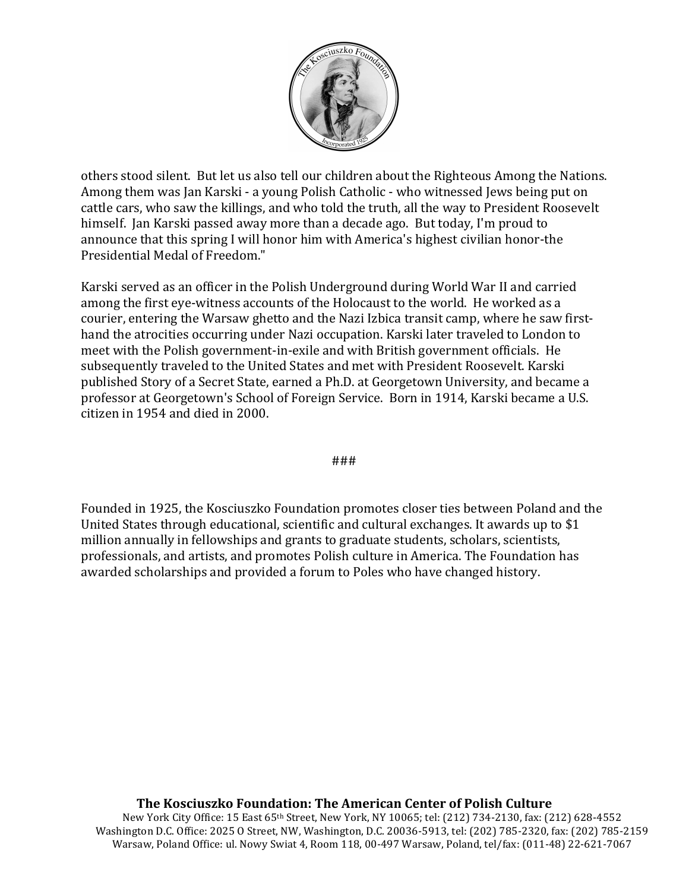others stood silent. But let us also tell our children about the Righteous Among the Nations. Among them was Jan Karski - a young Polish Catholic - who witnessed Jews being put on cattle cars, who saw the killings, and who told the truth, all the way to President Roosevelt himself. Jan Karski passed away more than a decade ago. But today, I'm proud to announce that this spring I will honor him with America's highest civilian honor-the Presidential Medal of Freedom."

Karski served as an officer in the Polish Underground during World War II and carried among the first eye-witness accounts of the Holocaust to the world. He worked as a courier, entering the Warsaw ghetto and the Nazi Izbica transit camp, where he saw first-hand the atrocities occurring under Nazi occupation. Karski later traveled to London to meet with the Polish government-in-exile and with British government officials. He subsequently traveled to the United States and met with President Roosevelt. Karski published Story of a Secret State, earned a Ph.D. at Georgetown University, and became a professor at Georgetown's School of Foreign Service. Born in 1914, Karski became a U.S. citizen in 1954 and died in 2000.

###

Founded in 1925, the Kosciuszko Foundation promotes closer ties between Poland and the United States through educational, scientific and cultural exchanges. It awards up to $1 million annually in fellowships and grants to graduate students, scholars, scientists, professionals, and artists, and promotes Polish culture in America. The Foundation has awarded scholarships and provided a forum to Poles who have changed history.

**The Kosciuszko Foundation: The American Center of Polish Culture**

New York City Office: 15 East 65th Street, New York, NY 10065; tel: (212) 734-2130, fax: (212) 628-4552
Washington D.C. Office: 2025 O Street, NW, Washington, D.C. 20036-5913, tel: (202) 785-2320, fax: (202) 785-2159
Warsaw, Poland Office: ul. Nowy Swiat 4, Room 118, 00-497 Warsaw, Poland, tel/fax: (011-48) 22-621-7067